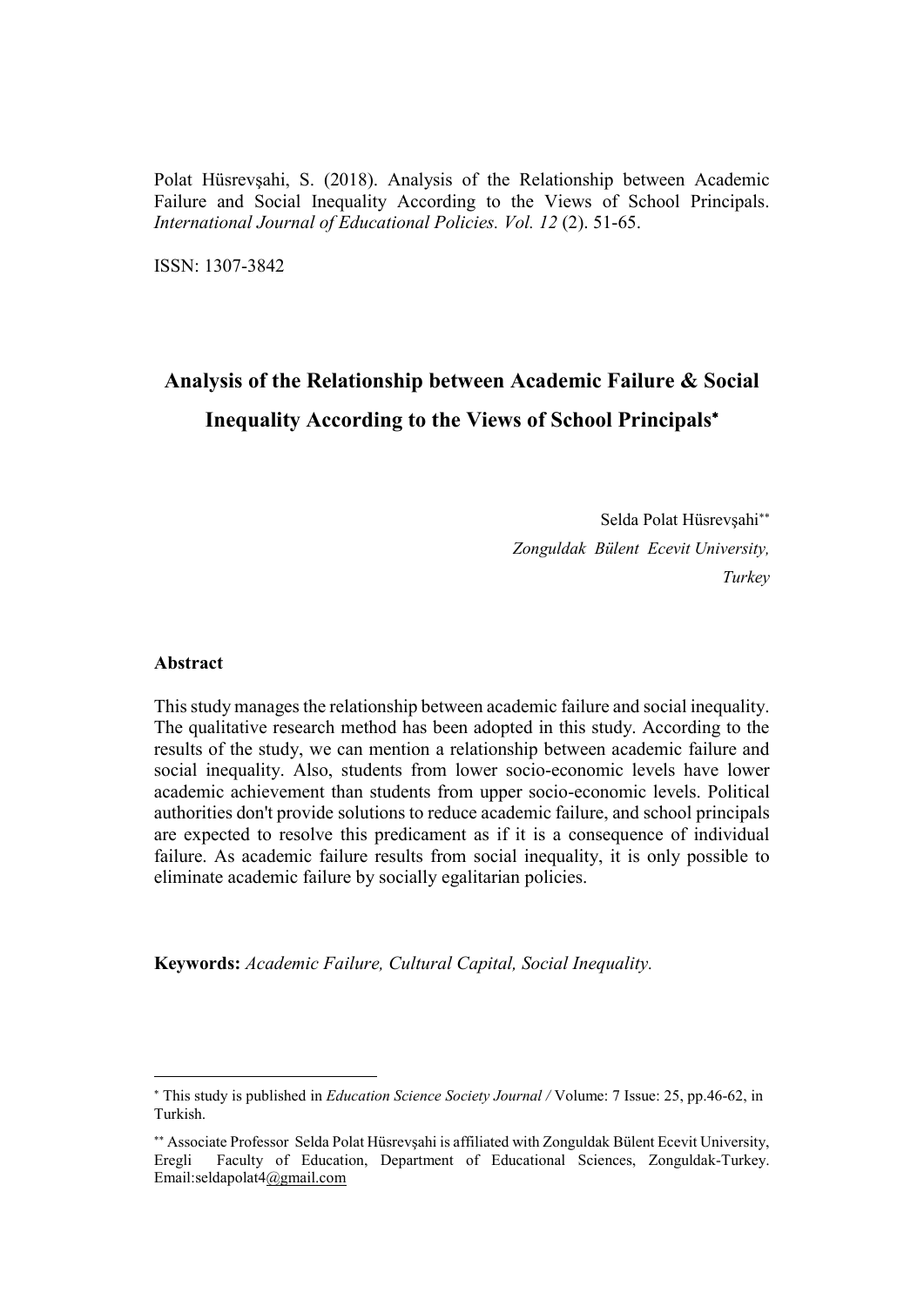Polat Hüsrevşahi, S. (2018). Analysis of the Relationship between Academic Failure and Social Inequality According to the Views of School Principals. *International Journal of Educational Policies. Vol. 12* (2). 51-65.

ISSN: 1307-3842

# Analysis of the Relationship between Academic Failure & Social Inequality According to the Views of School Principals[*]

Selda Polat Hüsrevşahi[**]
*Zonguldak Bülent Ecevit University,*
*Turkey*

## Abstract

This study manages the relationship between academic failure and social inequality. The qualitative research method has been adopted in this study. According to the results of the study, we can mention a relationship between academic failure and social inequality. Also, students from lower socio-economic levels have lower academic achievement than students from upper socio-economic levels. Political authorities don't provide solutions to reduce academic failure, and school principals are expected to resolve this predicament as if it is a consequence of individual failure. As academic failure results from social inequality, it is only possible to eliminate academic failure by socially egalitarian policies.

**Keywords:** *Academic Failure, Cultural Capital, Social Inequality.*

---

[*] This study is published in *Education Science Society Journal /* Volume: 7 Issue: 25, pp.46-62, in Turkish.

[**] Associate Professor Selda Polat Hüsrevşahi is affiliated with Zonguldak Bülent Ecevit University, Eregli Faculty of Education, Department of Educational Sciences, Zonguldak-Turkey. Email:seldapolat4@gmail.com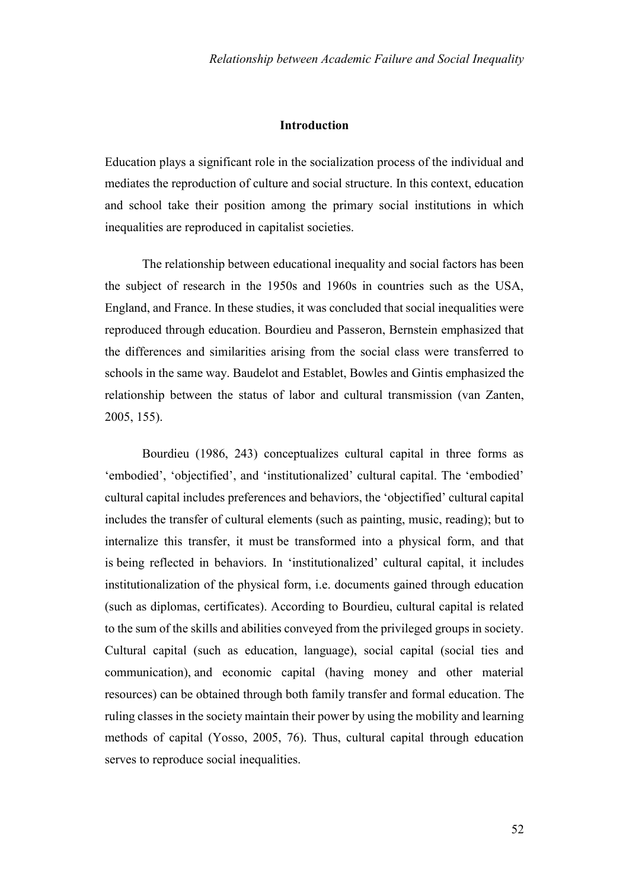## Introduction

Education plays a significant role in the socialization process of the individual and mediates the reproduction of culture and social structure. In this context, education and school take their position among the primary social institutions in which inequalities are reproduced in capitalist societies.

The relationship between educational inequality and social factors has been the subject of research in the 1950s and 1960s in countries such as the USA, England, and France. In these studies, it was concluded that social inequalities were reproduced through education. Bourdieu and Passeron, Bernstein emphasized that the differences and similarities arising from the social class were transferred to schools in the same way. Baudelot and Establet, Bowles and Gintis emphasized the relationship between the status of labor and cultural transmission (van Zanten, 2005, 155).

Bourdieu (1986, 243) conceptualizes cultural capital in three forms as 'embodied', 'objectified', and 'institutionalized' cultural capital. The 'embodied' cultural capital includes preferences and behaviors, the 'objectified' cultural capital includes the transfer of cultural elements (such as painting, music, reading); but to internalize this transfer, it must be transformed into a physical form, and that is being reflected in behaviors. In 'institutionalized' cultural capital, it includes institutionalization of the physical form, i.e. documents gained through education (such as diplomas, certificates). According to Bourdieu, cultural capital is related to the sum of the skills and abilities conveyed from the privileged groups in society. Cultural capital (such as education, language), social capital (social ties and communication), and economic capital (having money and other material resources) can be obtained through both family transfer and formal education. The ruling classes in the society maintain their power by using the mobility and learning methods of capital (Yosso, 2005, 76). Thus, cultural capital through education serves to reproduce social inequalities.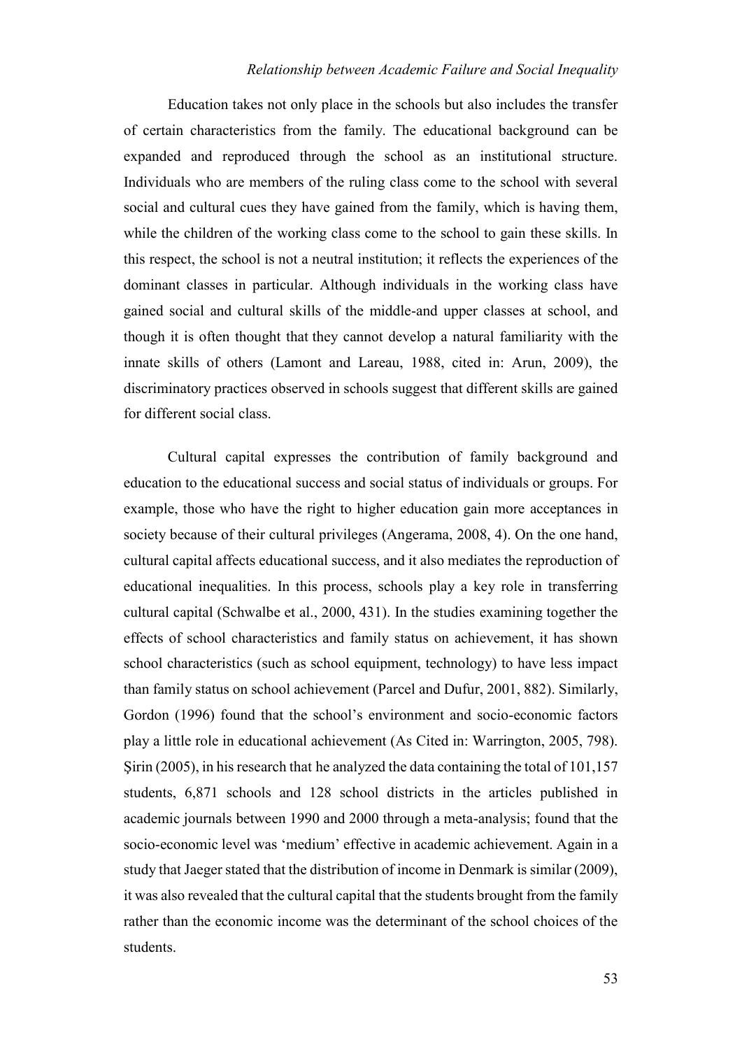Education takes not only place in the schools but also includes the transfer of certain characteristics from the family. The educational background can be expanded and reproduced through the school as an institutional structure. Individuals who are members of the ruling class come to the school with several social and cultural cues they have gained from the family, which is having them, while the children of the working class come to the school to gain these skills. In this respect, the school is not a neutral institution; it reflects the experiences of the dominant classes in particular. Although individuals in the working class have gained social and cultural skills of the middle-and upper classes at school, and though it is often thought that they cannot develop a natural familiarity with the innate skills of others (Lamont and Lareau, 1988, cited in: Arun, 2009), the discriminatory practices observed in schools suggest that different skills are gained for different social class.

Cultural capital expresses the contribution of family background and education to the educational success and social status of individuals or groups. For example, those who have the right to higher education gain more acceptances in society because of their cultural privileges (Angerama, 2008, 4). On the one hand, cultural capital affects educational success, and it also mediates the reproduction of educational inequalities. In this process, schools play a key role in transferring cultural capital (Schwalbe et al., 2000, 431). In the studies examining together the effects of school characteristics and family status on achievement, it has shown school characteristics (such as school equipment, technology) to have less impact than family status on school achievement (Parcel and Dufur, 2001, 882). Similarly, Gordon (1996) found that the school's environment and socio-economic factors play a little role in educational achievement (As Cited in: Warrington, 2005, 798). Şirin (2005), in his research that he analyzed the data containing the total of 101,157 students, 6,871 schools and 128 school districts in the articles published in academic journals between 1990 and 2000 through a meta-analysis; found that the socio-economic level was 'medium' effective in academic achievement. Again in a study that Jaeger stated that the distribution of income in Denmark is similar (2009), it was also revealed that the cultural capital that the students brought from the family rather than the economic income was the determinant of the school choices of the students.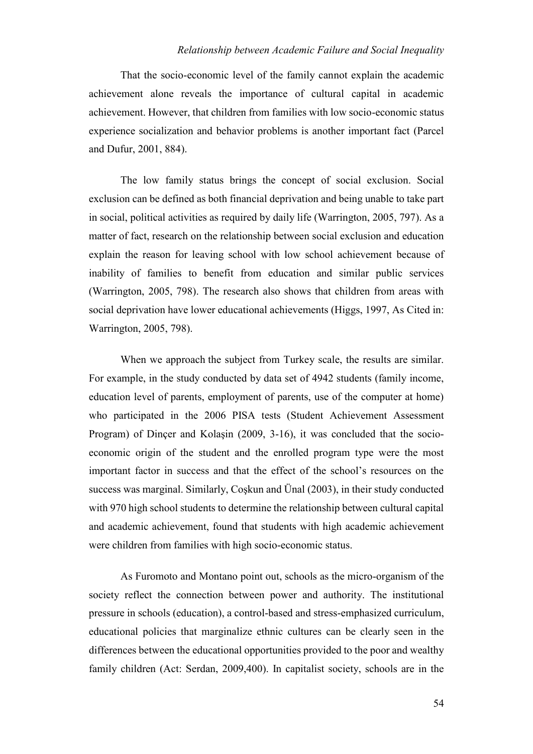That the socio-economic level of the family cannot explain the academic achievement alone reveals the importance of cultural capital in academic achievement. However, that children from families with low socio-economic status experience socialization and behavior problems is another important fact (Parcel and Dufur, 2001, 884).

The low family status brings the concept of social exclusion. Social exclusion can be defined as both financial deprivation and being unable to take part in social, political activities as required by daily life (Warrington, 2005, 797). As a matter of fact, research on the relationship between social exclusion and education explain the reason for leaving school with low school achievement because of inability of families to benefit from education and similar public services (Warrington, 2005, 798). The research also shows that children from areas with social deprivation have lower educational achievements (Higgs, 1997, As Cited in: Warrington, 2005, 798).

When we approach the subject from Turkey scale, the results are similar. For example, in the study conducted by data set of 4942 students (family income, education level of parents, employment of parents, use of the computer at home) who participated in the 2006 PISA tests (Student Achievement Assessment Program) of Dinçer and Kolaşin (2009, 3-16), it was concluded that the socio-economic origin of the student and the enrolled program type were the most important factor in success and that the effect of the school's resources on the success was marginal. Similarly, Coşkun and Ünal (2003), in their study conducted with 970 high school students to determine the relationship between cultural capital and academic achievement, found that students with high academic achievement were children from families with high socio-economic status.

As Furomoto and Montano point out, schools as the micro-organism of the society reflect the connection between power and authority. The institutional pressure in schools (education), a control-based and stress-emphasized curriculum, educational policies that marginalize ethnic cultures can be clearly seen in the differences between the educational opportunities provided to the poor and wealthy family children (Act: Serdan, 2009,400). In capitalist society, schools are in the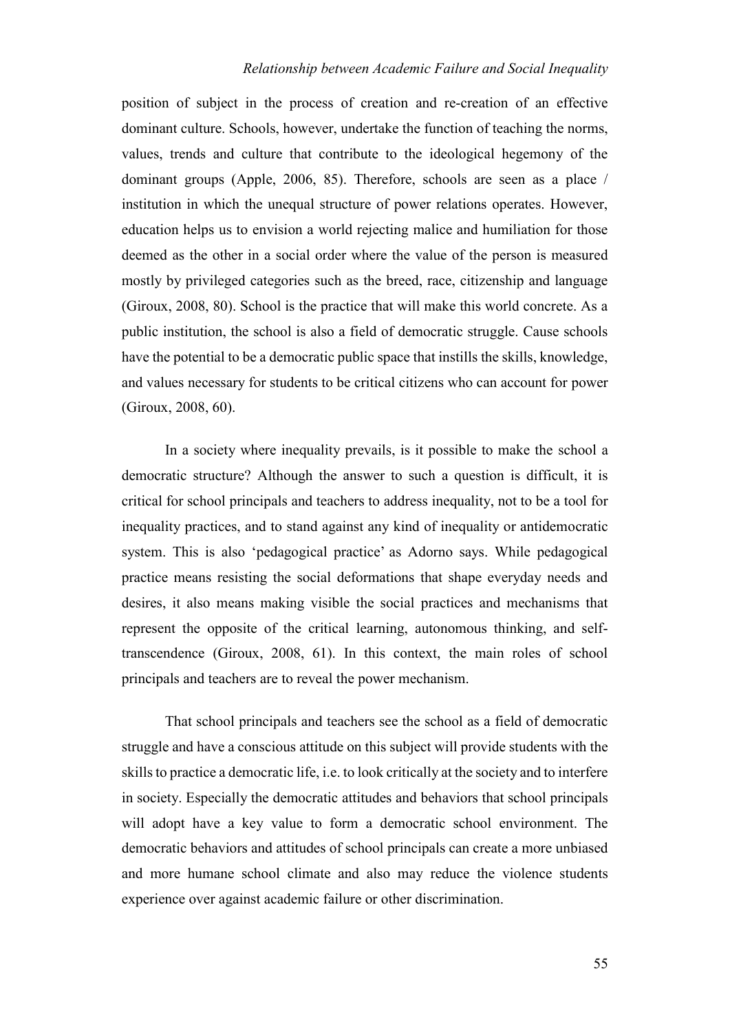position of subject in the process of creation and re-creation of an effective dominant culture. Schools, however, undertake the function of teaching the norms, values, trends and culture that contribute to the ideological hegemony of the dominant groups (Apple, 2006, 85). Therefore, schools are seen as a place / institution in which the unequal structure of power relations operates. However, education helps us to envision a world rejecting malice and humiliation for those deemed as the other in a social order where the value of the person is measured mostly by privileged categories such as the breed, race, citizenship and language (Giroux, 2008, 80). School is the practice that will make this world concrete. As a public institution, the school is also a field of democratic struggle. Cause schools have the potential to be a democratic public space that instills the skills, knowledge, and values necessary for students to be critical citizens who can account for power (Giroux, 2008, 60).

In a society where inequality prevails, is it possible to make the school a democratic structure? Although the answer to such a question is difficult, it is critical for school principals and teachers to address inequality, not to be a tool for inequality practices, and to stand against any kind of inequality or antidemocratic system. This is also 'pedagogical practice' as Adorno says. While pedagogical practice means resisting the social deformations that shape everyday needs and desires, it also means making visible the social practices and mechanisms that represent the opposite of the critical learning, autonomous thinking, and self-transcendence (Giroux, 2008, 61). In this context, the main roles of school principals and teachers are to reveal the power mechanism.

That school principals and teachers see the school as a field of democratic struggle and have a conscious attitude on this subject will provide students with the skills to practice a democratic life, i.e. to look critically at the society and to interfere in society. Especially the democratic attitudes and behaviors that school principals will adopt have a key value to form a democratic school environment. The democratic behaviors and attitudes of school principals can create a more unbiased and more humane school climate and also may reduce the violence students experience over against academic failure or other discrimination.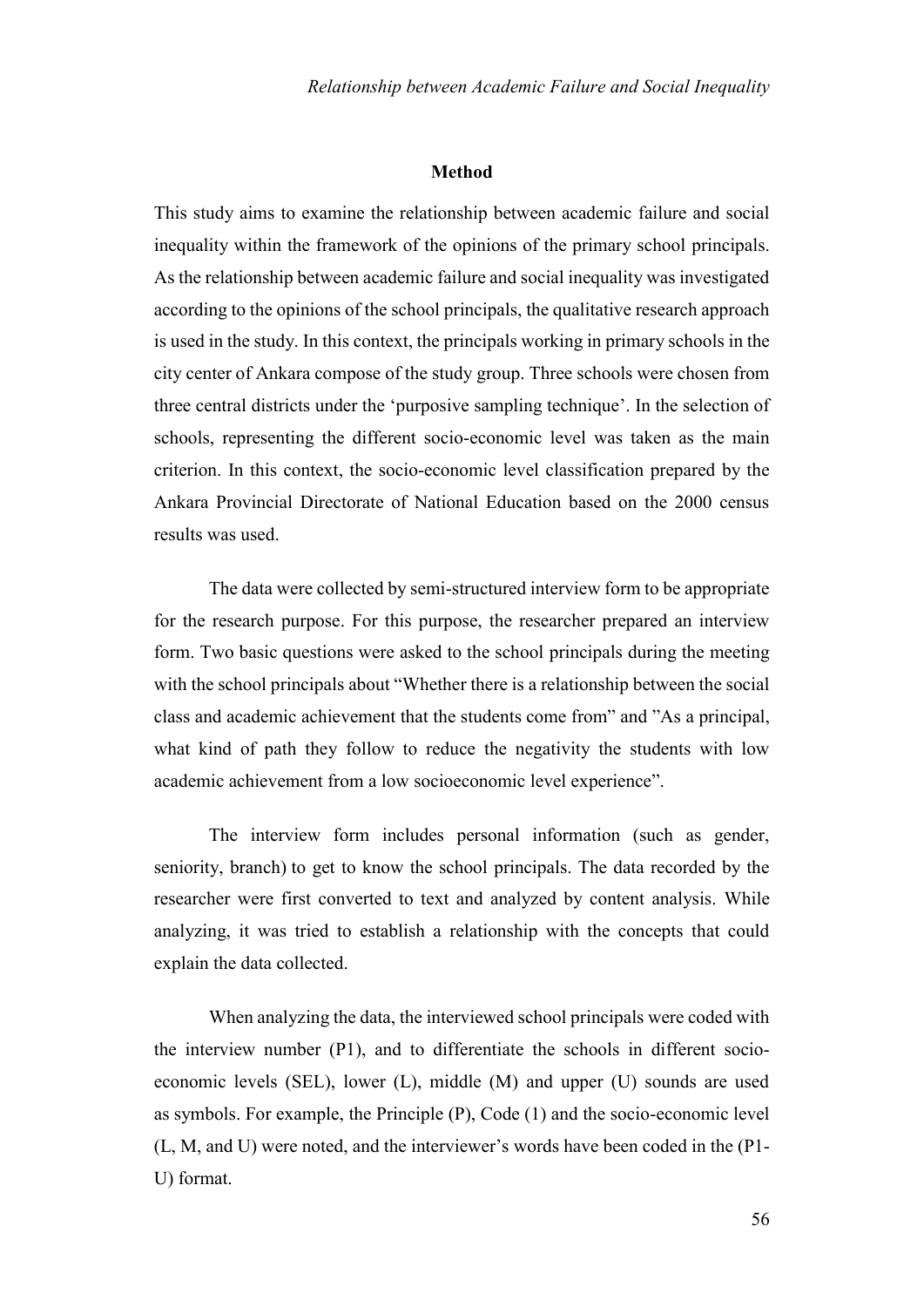## Method

This study aims to examine the relationship between academic failure and social inequality within the framework of the opinions of the primary school principals. As the relationship between academic failure and social inequality was investigated according to the opinions of the school principals, the qualitative research approach is used in the study. In this context, the principals working in primary schools in the city center of Ankara compose of the study group. Three schools were chosen from three central districts under the 'purposive sampling technique'. In the selection of schools, representing the different socio-economic level was taken as the main criterion. In this context, the socio-economic level classification prepared by the Ankara Provincial Directorate of National Education based on the 2000 census results was used.

The data were collected by semi-structured interview form to be appropriate for the research purpose. For this purpose, the researcher prepared an interview form. Two basic questions were asked to the school principals during the meeting with the school principals about "Whether there is a relationship between the social class and academic achievement that the students come from" and "As a principal, what kind of path they follow to reduce the negativity the students with low academic achievement from a low socioeconomic level experience".

The interview form includes personal information (such as gender, seniority, branch) to get to know the school principals. The data recorded by the researcher were first converted to text and analyzed by content analysis. While analyzing, it was tried to establish a relationship with the concepts that could explain the data collected.

When analyzing the data, the interviewed school principals were coded with the interview number (P1), and to differentiate the schools in different socio-economic levels (SEL), lower (L), middle (M) and upper (U) sounds are used as symbols. For example, the Principle (P), Code (1) and the socio-economic level (L, M, and U) were noted, and the interviewer's words have been coded in the (P1-U) format.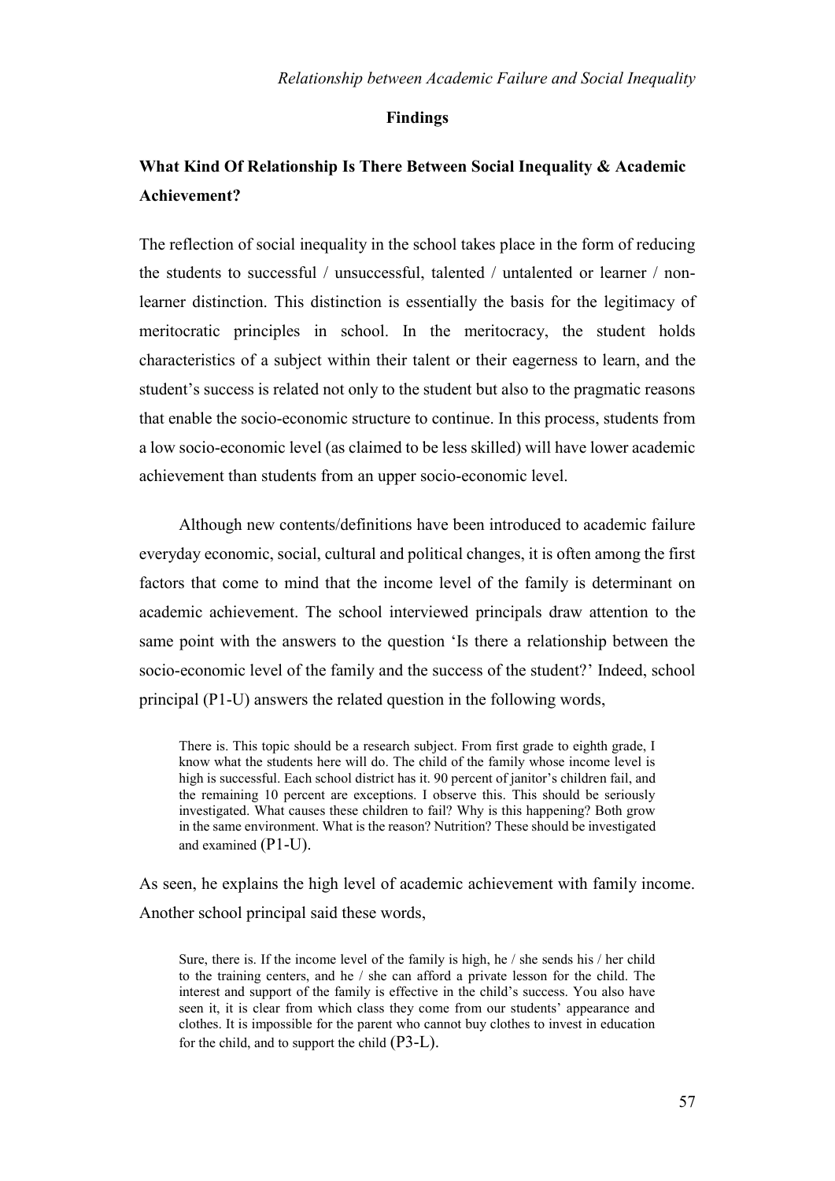## Findings

### What Kind Of Relationship Is There Between Social Inequality & Academic Achievement?

The reflection of social inequality in the school takes place in the form of reducing the students to successful / unsuccessful, talented / untalented or learner / non-learner distinction. This distinction is essentially the basis for the legitimacy of meritocratic principles in school. In the meritocracy, the student holds characteristics of a subject within their talent or their eagerness to learn, and the student's success is related not only to the student but also to the pragmatic reasons that enable the socio-economic structure to continue. In this process, students from a low socio-economic level (as claimed to be less skilled) will have lower academic achievement than students from an upper socio-economic level.

Although new contents/definitions have been introduced to academic failure everyday economic, social, cultural and political changes, it is often among the first factors that come to mind that the income level of the family is determinant on academic achievement. The school interviewed principals draw attention to the same point with the answers to the question 'Is there a relationship between the socio-economic level of the family and the success of the student?' Indeed, school principal (P1-U) answers the related question in the following words,

> There is. This topic should be a research subject. From first grade to eighth grade, I know what the students here will do. The child of the family whose income level is high is successful. Each school district has it. 90 percent of janitor's children fail, and the remaining 10 percent are exceptions. I observe this. This should be seriously investigated. What causes these children to fail? Why is this happening? Both grow in the same environment. What is the reason? Nutrition? These should be investigated and examined (P1-U).

As seen, he explains the high level of academic achievement with family income. Another school principal said these words,

> Sure, there is. If the income level of the family is high, he / she sends his / her child to the training centers, and he / she can afford a private lesson for the child. The interest and support of the family is effective in the child's success. You also have seen it, it is clear from which class they come from our students' appearance and clothes. It is impossible for the parent who cannot buy clothes to invest in education for the child, and to support the child (P3-L).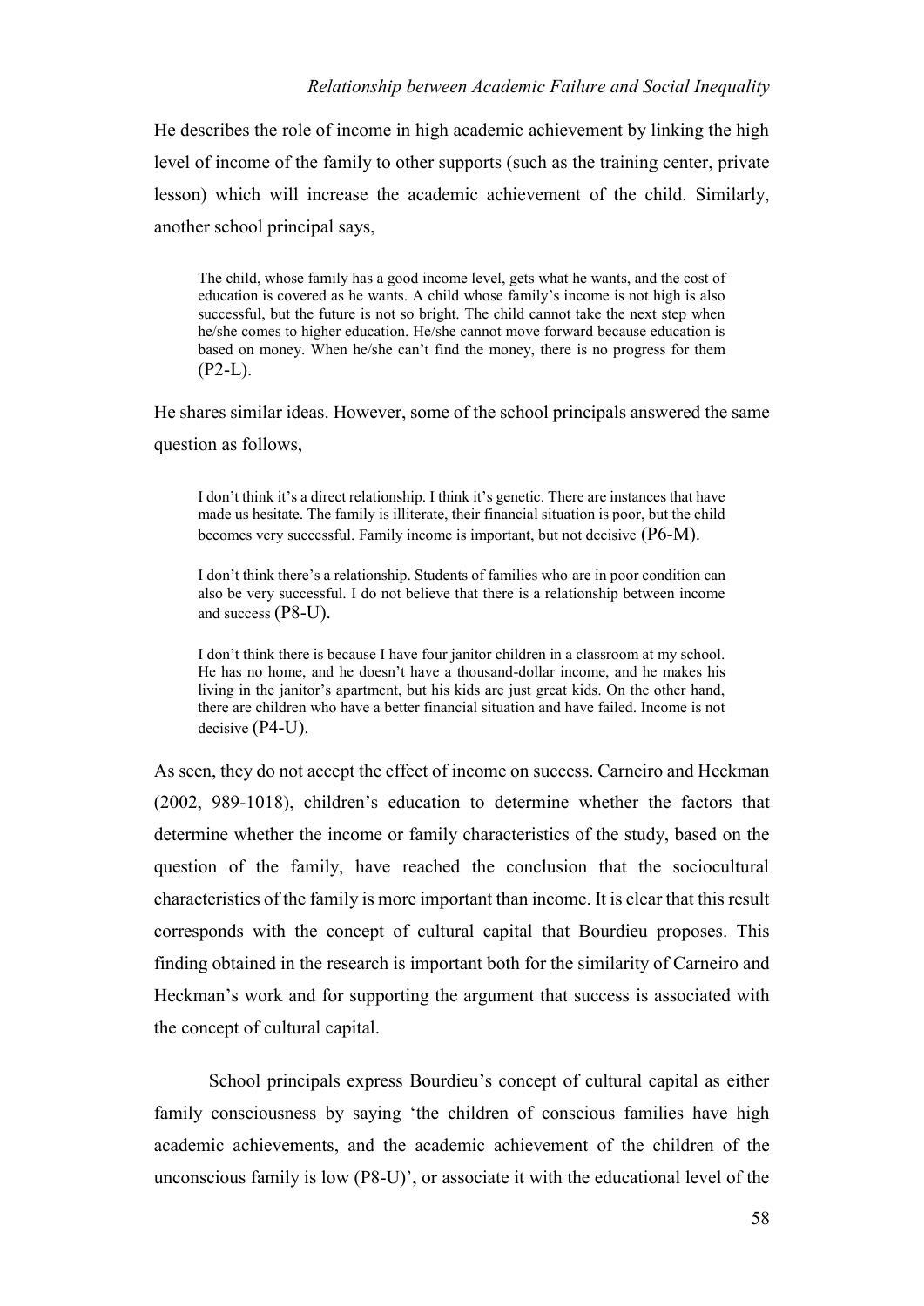He describes the role of income in high academic achievement by linking the high level of income of the family to other supports (such as the training center, private lesson) which will increase the academic achievement of the child. Similarly, another school principal says,

> The child, whose family has a good income level, gets what he wants, and the cost of education is covered as he wants. A child whose family's income is not high is also successful, but the future is not so bright. The child cannot take the next step when he/she comes to higher education. He/she cannot move forward because education is based on money. When he/she can't find the money, there is no progress for them (P2-L).

He shares similar ideas. However, some of the school principals answered the same question as follows,

> I don't think it's a direct relationship. I think it's genetic. There are instances that have made us hesitate. The family is illiterate, their financial situation is poor, but the child becomes very successful. Family income is important, but not decisive (P6-M).

> I don't think there's a relationship. Students of families who are in poor condition can also be very successful. I do not believe that there is a relationship between income and success (P8-U).

> I don't think there is because I have four janitor children in a classroom at my school. He has no home, and he doesn't have a thousand-dollar income, and he makes his living in the janitor's apartment, but his kids are just great kids. On the other hand, there are children who have a better financial situation and have failed. Income is not decisive (P4-U).

As seen, they do not accept the effect of income on success. Carneiro and Heckman (2002, 989-1018), children's education to determine whether the factors that determine whether the income or family characteristics of the study, based on the question of the family, have reached the conclusion that the sociocultural characteristics of the family is more important than income. It is clear that this result corresponds with the concept of cultural capital that Bourdieu proposes. This finding obtained in the research is important both for the similarity of Carneiro and Heckman's work and for supporting the argument that success is associated with the concept of cultural capital.

School principals express Bourdieu's concept of cultural capital as either family consciousness by saying 'the children of conscious families have high academic achievements, and the academic achievement of the children of the unconscious family is low (P8-U)', or associate it with the educational level of the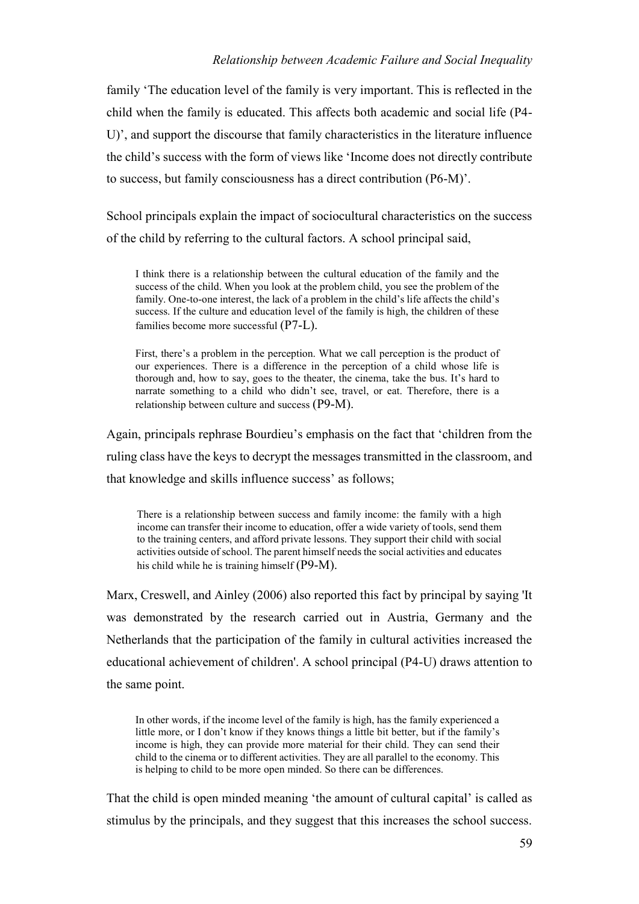family 'The education level of the family is very important. This is reflected in the child when the family is educated. This affects both academic and social life (P4-U)', and support the discourse that family characteristics in the literature influence the child's success with the form of views like 'Income does not directly contribute to success, but family consciousness has a direct contribution (P6-M)'.

School principals explain the impact of sociocultural characteristics on the success of the child by referring to the cultural factors. A school principal said,

> I think there is a relationship between the cultural education of the family and the success of the child. When you look at the problem child, you see the problem of the family. One-to-one interest, the lack of a problem in the child's life affects the child's success. If the culture and education level of the family is high, the children of these families become more successful (P7-L).
>
> First, there's a problem in the perception. What we call perception is the product of our experiences. There is a difference in the perception of a child whose life is thorough and, how to say, goes to the theater, the cinema, take the bus. It's hard to narrate something to a child who didn't see, travel, or eat. Therefore, there is a relationship between culture and success (P9-M).

Again, principals rephrase Bourdieu's emphasis on the fact that 'children from the ruling class have the keys to decrypt the messages transmitted in the classroom, and that knowledge and skills influence success' as follows;

> There is a relationship between success and family income: the family with a high income can transfer their income to education, offer a wide variety of tools, send them to the training centers, and afford private lessons. They support their child with social activities outside of school. The parent himself needs the social activities and educates his child while he is training himself (P9-M).

Marx, Creswell, and Ainley (2006) also reported this fact by principal by saying 'It was demonstrated by the research carried out in Austria, Germany and the Netherlands that the participation of the family in cultural activities increased the educational achievement of children'. A school principal (P4-U) draws attention to the same point.

> In other words, if the income level of the family is high, has the family experienced a little more, or I don't know if they knows things a little bit better, but if the family's income is high, they can provide more material for their child. They can send their child to the cinema or to different activities. They are all parallel to the economy. This is helping to child to be more open minded. So there can be differences.

That the child is open minded meaning 'the amount of cultural capital' is called as stimulus by the principals, and they suggest that this increases the school success.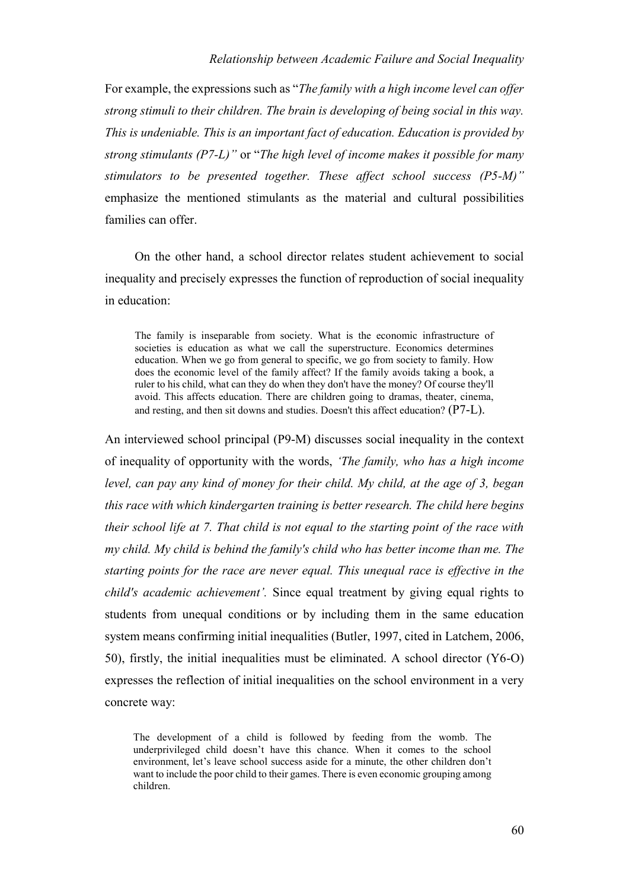For example, the expressions such as "*The family with a high income level can offer strong stimuli to their children. The brain is developing of being social in this way. This is undeniable. This is an important fact of education. Education is provided by strong stimulants (P7-L)"* or "*The high level of income makes it possible for many stimulators to be presented together. These affect school success (P5-M)"* emphasize the mentioned stimulants as the material and cultural possibilities families can offer.

On the other hand, a school director relates student achievement to social inequality and precisely expresses the function of reproduction of social inequality in education:

> The family is inseparable from society. What is the economic infrastructure of societies is education as what we call the superstructure. Economics determines education. When we go from general to specific, we go from society to family. How does the economic level of the family affect? If the family avoids taking a book, a ruler to his child, what can they do when they don't have the money? Of course they'll avoid. This affects education. There are children going to dramas, theater, cinema, and resting, and then sit downs and studies. Doesn't this affect education? (P7-L).

An interviewed school principal (P9-M) discusses social inequality in the context of inequality of opportunity with the words, *'The family, who has a high income level, can pay any kind of money for their child. My child, at the age of 3, began this race with which kindergarten training is better research. The child here begins their school life at 7. That child is not equal to the starting point of the race with my child. My child is behind the family's child who has better income than me. The starting points for the race are never equal. This unequal race is effective in the child's academic achievement'.* Since equal treatment by giving equal rights to students from unequal conditions or by including them in the same education system means confirming initial inequalities (Butler, 1997, cited in Latchem, 2006, 50), firstly, the initial inequalities must be eliminated. A school director (Y6-O) expresses the reflection of initial inequalities on the school environment in a very concrete way:

> The development of a child is followed by feeding from the womb. The underprivileged child doesn't have this chance. When it comes to the school environment, let's leave school success aside for a minute, the other children don't want to include the poor child to their games. There is even economic grouping among children.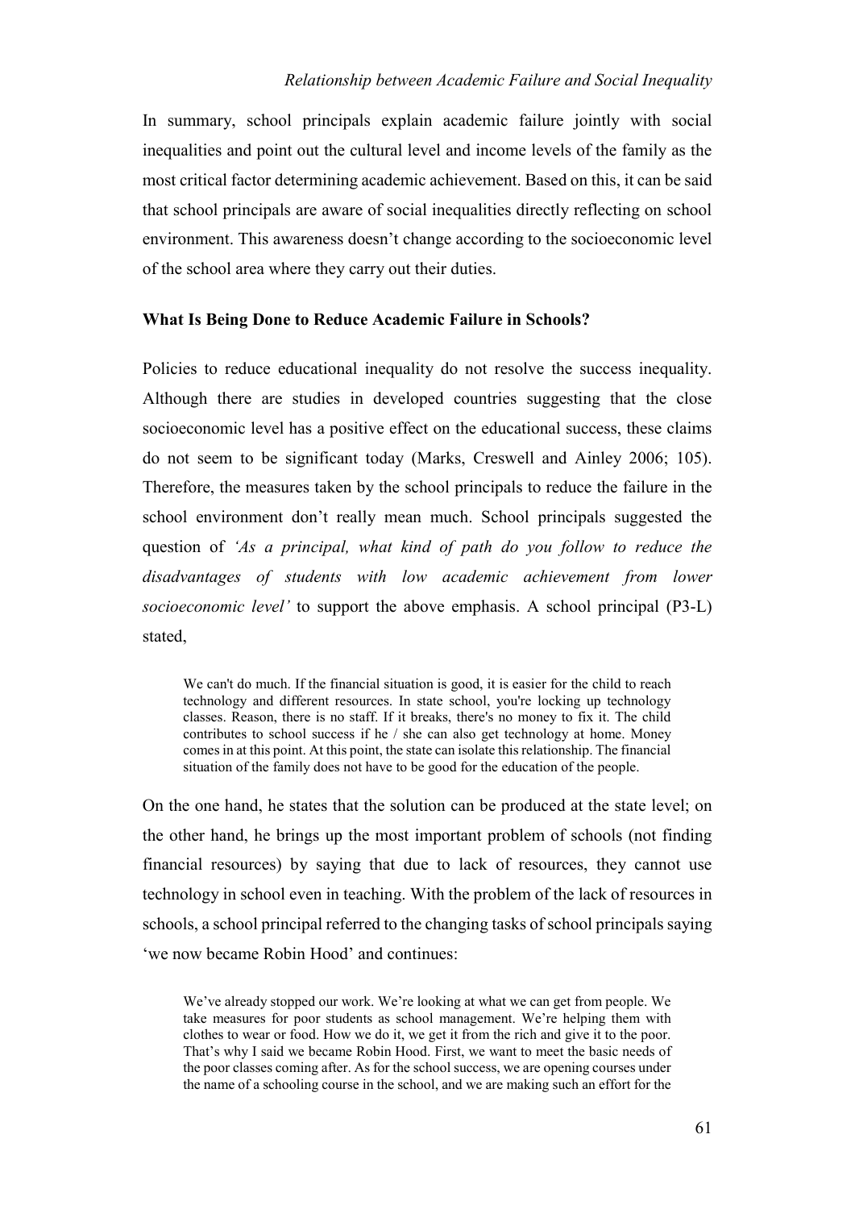In summary, school principals explain academic failure jointly with social inequalities and point out the cultural level and income levels of the family as the most critical factor determining academic achievement. Based on this, it can be said that school principals are aware of social inequalities directly reflecting on school environment. This awareness doesn't change according to the socioeconomic level of the school area where they carry out their duties.

### What Is Being Done to Reduce Academic Failure in Schools?

Policies to reduce educational inequality do not resolve the success inequality. Although there are studies in developed countries suggesting that the close socioeconomic level has a positive effect on the educational success, these claims do not seem to be significant today (Marks, Creswell and Ainley 2006; 105). Therefore, the measures taken by the school principals to reduce the failure in the school environment don't really mean much. School principals suggested the question of *'As a principal, what kind of path do you follow to reduce the disadvantages of students with low academic achievement from lower socioeconomic level'* to support the above emphasis. A school principal (P3-L) stated,

> We can't do much. If the financial situation is good, it is easier for the child to reach technology and different resources. In state school, you're locking up technology classes. Reason, there is no staff. If it breaks, there's no money to fix it. The child contributes to school success if he / she can also get technology at home. Money comes in at this point. At this point, the state can isolate this relationship. The financial situation of the family does not have to be good for the education of the people.

On the one hand, he states that the solution can be produced at the state level; on the other hand, he brings up the most important problem of schools (not finding financial resources) by saying that due to lack of resources, they cannot use technology in school even in teaching. With the problem of the lack of resources in schools, a school principal referred to the changing tasks of school principals saying 'we now became Robin Hood' and continues:

> We've already stopped our work. We're looking at what we can get from people. We take measures for poor students as school management. We're helping them with clothes to wear or food. How we do it, we get it from the rich and give it to the poor. That's why I said we became Robin Hood. First, we want to meet the basic needs of the poor classes coming after. As for the school success, we are opening courses under the name of a schooling course in the school, and we are making such an effort for the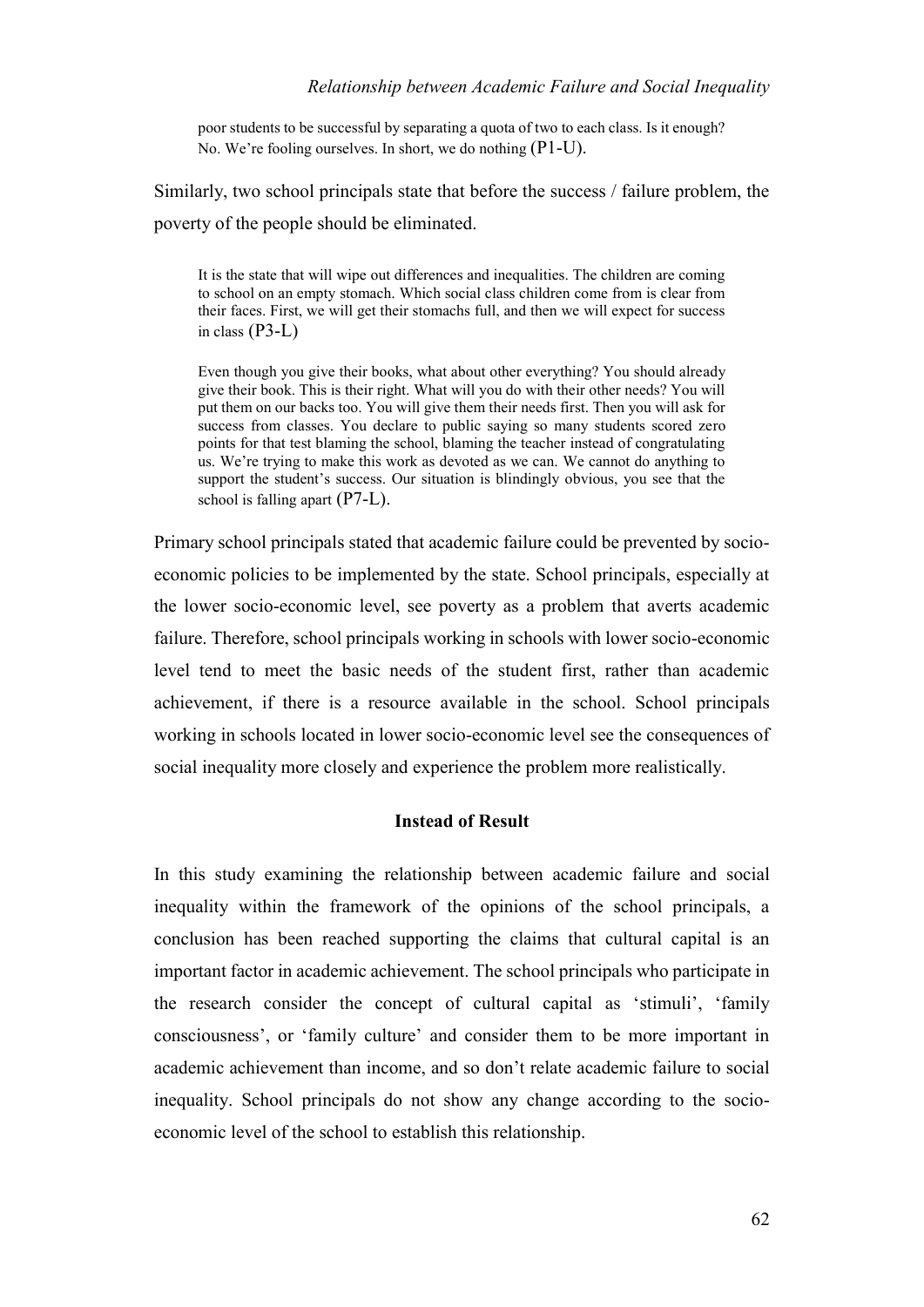> poor students to be successful by separating a quota of two to each class. Is it enough? No. We're fooling ourselves. In short, we do nothing (P1-U).

Similarly, two school principals state that before the success / failure problem, the poverty of the people should be eliminated.

> It is the state that will wipe out differences and inequalities. The children are coming to school on an empty stomach. Which social class children come from is clear from their faces. First, we will get their stomachs full, and then we will expect for success in class (P3-L)

> Even though you give their books, what about other everything? You should already give their book. This is their right. What will you do with their other needs? You will put them on our backs too. You will give them their needs first. Then you will ask for success from classes. You declare to public saying so many students scored zero points for that test blaming the school, blaming the teacher instead of congratulating us. We're trying to make this work as devoted as we can. We cannot do anything to support the student's success. Our situation is blindingly obvious, you see that the school is falling apart (P7-L).

Primary school principals stated that academic failure could be prevented by socio-economic policies to be implemented by the state. School principals, especially at the lower socio-economic level, see poverty as a problem that averts academic failure. Therefore, school principals working in schools with lower socio-economic level tend to meet the basic needs of the student first, rather than academic achievement, if there is a resource available in the school. School principals working in schools located in lower socio-economic level see the consequences of social inequality more closely and experience the problem more realistically.

## Instead of Result

In this study examining the relationship between academic failure and social inequality within the framework of the opinions of the school principals, a conclusion has been reached supporting the claims that cultural capital is an important factor in academic achievement. The school principals who participate in the research consider the concept of cultural capital as 'stimuli', 'family consciousness', or 'family culture' and consider them to be more important in academic achievement than income, and so don't relate academic failure to social inequality. School principals do not show any change according to the socio-economic level of the school to establish this relationship.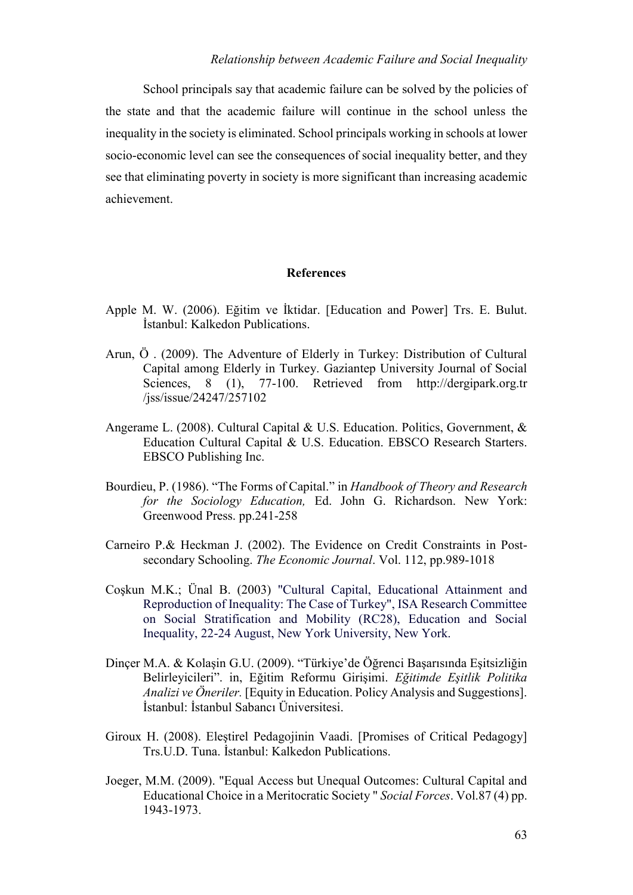School principals say that academic failure can be solved by the policies of the state and that the academic failure will continue in the school unless the inequality in the society is eliminated. School principals working in schools at lower socio-economic level can see the consequences of social inequality better, and they see that eliminating poverty in society is more significant than increasing academic achievement.

## References

Apple M. W. (2006). Eğitim ve İktidar. [Education and Power] Trs. E. Bulut. İstanbul: Kalkedon Publications.

Arun, Ö . (2009). The Adventure of Elderly in Turkey: Distribution of Cultural Capital among Elderly in Turkey. Gaziantep University Journal of Social Sciences, 8 (1), 77-100. Retrieved from http://dergipark.org.tr /jss/issue/24247/257102

Angerame L. (2008). Cultural Capital & U.S. Education. Politics, Government, & Education Cultural Capital & U.S. Education. EBSCO Research Starters. EBSCO Publishing Inc.

Bourdieu, P. (1986). “The Forms of Capital.” in *Handbook of Theory and Research for the Sociology Education,* Ed. John G. Richardson. New York: Greenwood Press. pp.241-258

Carneiro P.& Heckman J. (2002). The Evidence on Credit Constraints in Post-secondary Schooling. *The Economic Journal*. Vol. 112, pp.989-1018

Coşkun M.K.; Ünal B. (2003) "Cultural Capital, Educational Attainment and Reproduction of Inequality: The Case of Turkey", ISA Research Committee on Social Stratification and Mobility (RC28), Education and Social Inequality, 22-24 August, New York University, New York.

Dinçer M.A. & Kolaşin G.U. (2009). “Türkiye’de Öğrenci Başarısında Eşitsizliğin Belirleyicileri”. in, Eğitim Reformu Girişimi. *Eğitimde Eşitlik Politika Analizi ve Öneriler.* [Equity in Education. Policy Analysis and Suggestions]. İstanbul: İstanbul Sabancı Üniversitesi.

Giroux H. (2008). Eleştirel Pedagojinin Vaadi. [Promises of Critical Pedagogy] Trs.U.D. Tuna. İstanbul: Kalkedon Publications.

Joeger, M.M. (2009). "Equal Access but Unequal Outcomes: Cultural Capital and Educational Choice in a Meritocratic Society " *Social Forces*. Vol.87 (4) pp. 1943-1973.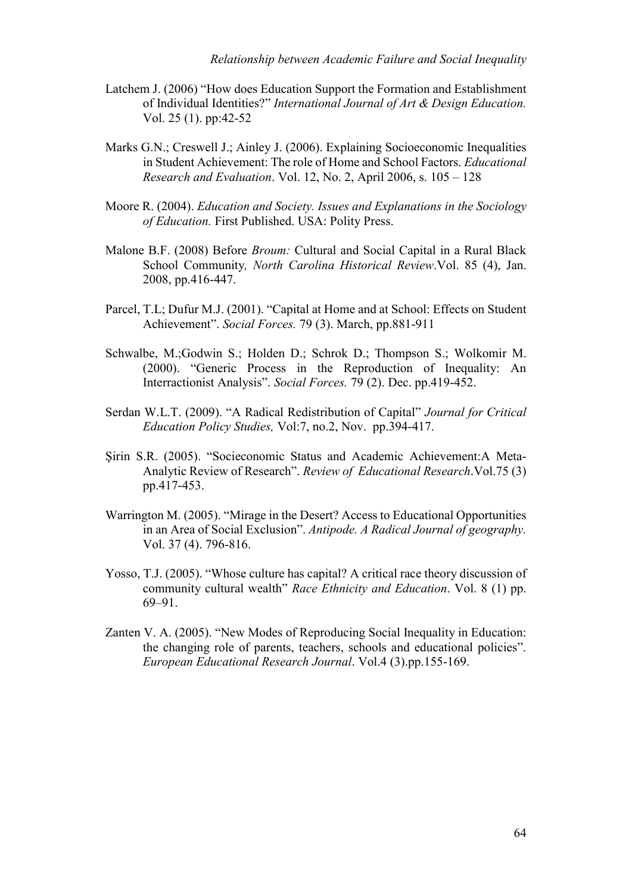Latchem J. (2006) "How does Education Support the Formation and Establishment of Individual Identities?" *International Journal of Art & Design Education.* Vol. 25 (1). pp:42-52

Marks G.N.; Creswell J.; Ainley J. (2006). Explaining Socioeconomic Inequalities in Student Achievement: The role of Home and School Factors. *Educational Research and Evaluation*. Vol. 12, No. 2, April 2006, s. 105 – 128

Moore R. (2004). *Education and Society. Issues and Explanations in the Sociology of Education.* First Published. USA: Polity Press.

Malone B.F. (2008) Before *Broum:* Cultural and Social Capital in a Rural Black School Community*, North Carolina Historical Review*.Vol. 85 (4), Jan. 2008, pp.416-447.

Parcel, T.L; Dufur M.J. (2001). "Capital at Home and at School: Effects on Student Achievement". *Social Forces.* 79 (3). March, pp.881-911

Schwalbe, M.;Godwin S.; Holden D.; Schrok D.; Thompson S.; Wolkomir M. (2000). "Generic Process in the Reproduction of Inequality: An Interractionist Analysis". *Social Forces.* 79 (2). Dec. pp.419-452.

Serdan W.L.T. (2009). "A Radical Redistribution of Capital" *Journal for Critical Education Policy Studies,* Vol:7, no.2, Nov. pp.394-417.

Şirin S.R. (2005). "Socieconomic Status and Academic Achievement:A Meta-Analytic Review of Research". *Review of Educational Research*.Vol.75 (3) pp.417-453.

Warrington M. (2005). "Mirage in the Desert? Access to Educational Opportunities in an Area of Social Exclusion". *Antipode. A Radical Journal of geography.* Vol. 37 (4). 796-816.

Yosso, T.J. (2005). "Whose culture has capital? A critical race theory discussion of community cultural wealth" *Race Ethnicity and Education*. Vol. 8 (1) pp. 69–91.

Zanten V. A. (2005). "New Modes of Reproducing Social Inequality in Education: the changing role of parents, teachers, schools and educational policies". *European Educational Research Journal*. Vol.4 (3).pp.155-169.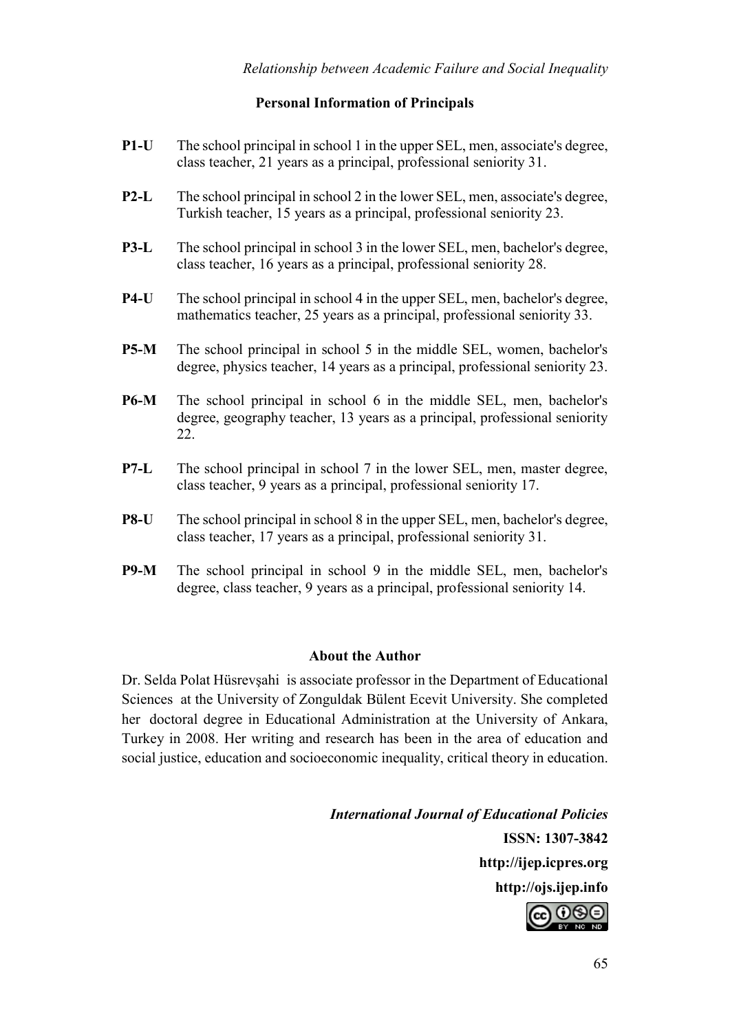## Personal Information of Principals

**P1-U** The school principal in school 1 in the upper SEL, men, associate's degree, class teacher, 21 years as a principal, professional seniority 31.

**P2-L** The school principal in school 2 in the lower SEL, men, associate's degree, Turkish teacher, 15 years as a principal, professional seniority 23.

**P3-L** The school principal in school 3 in the lower SEL, men, bachelor's degree, class teacher, 16 years as a principal, professional seniority 28.

**P4-U** The school principal in school 4 in the upper SEL, men, bachelor's degree, mathematics teacher, 25 years as a principal, professional seniority 33.

**P5-M** The school principal in school 5 in the middle SEL, women, bachelor's degree, physics teacher, 14 years as a principal, professional seniority 23.

**P6-M** The school principal in school 6 in the middle SEL, men, bachelor's degree, geography teacher, 13 years as a principal, professional seniority 22.

**P7-L** The school principal in school 7 in the lower SEL, men, master degree, class teacher, 9 years as a principal, professional seniority 17.

**P8-U** The school principal in school 8 in the upper SEL, men, bachelor's degree, class teacher, 17 years as a principal, professional seniority 31.

**P9-M** The school principal in school 9 in the middle SEL, men, bachelor's degree, class teacher, 9 years as a principal, professional seniority 14.

## About the Author

Dr. Selda Polat Hüsrevşahi is associate professor in the Department of Educational Sciences at the University of Zonguldak Bülent Ecevit University. She completed her doctoral degree in Educational Administration at the University of Ankara, Turkey in 2008. Her writing and research has been in the area of education and social justice, education and socioeconomic inequality, critical theory in education.

***International Journal of Educational Policies***

**ISSN: 1307-3842**

**http://ijep.icpres.org**

**http://ojs.ijep.info**